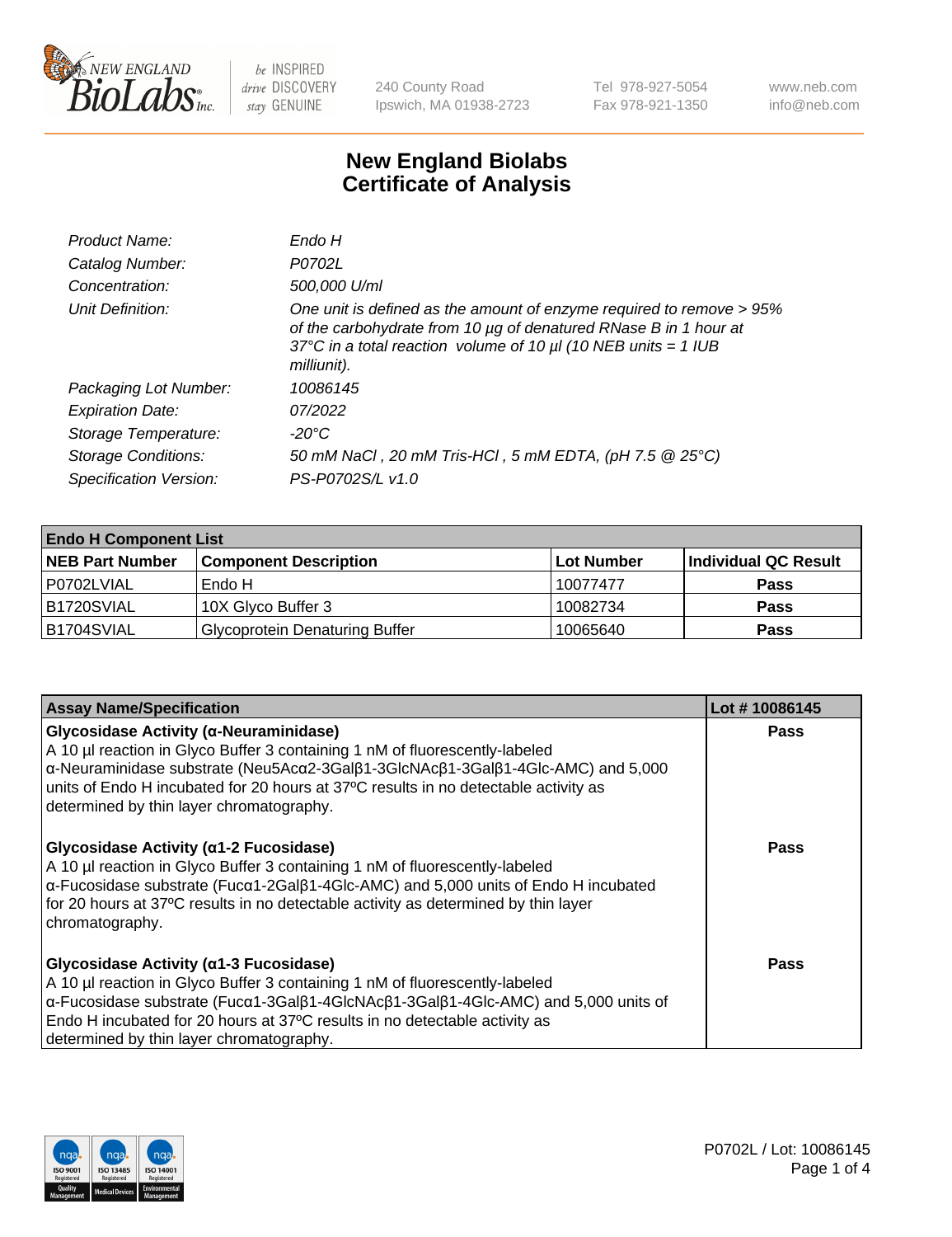240 County Road
Ipswich, MA 01938-2723

Tel 978-927-5054
Fax 978-921-1350

www.neb.com
info@neb.com

# New England Biolabs
# Certificate of Analysis

| | |
|---|---|
| *Product Name:* | *Endo H* |
| *Catalog Number:* | *P0702L* |
| *Concentration:* | *500,000 U/ml* |
| *Unit Definition:* | *One unit is defined as the amount of enzyme required to remove > 95% of the carbohydrate from 10 µg of denatured RNase B in 1 hour at 37°C in a total reaction volume of 10 µl (10 NEB units = 1 IUB milliunit).* |
| *Packaging Lot Number:* | *10086145* |
| *Expiration Date:* | *07/2022* |
| *Storage Temperature:* | *-20°C* |
| *Storage Conditions:* | *50 mM NaCl , 20 mM Tris-HCl , 5 mM EDTA, (pH 7.5 @ 25°C)* |
| *Specification Version:* | *PS-P0702S/L v1.0* |

| **Endo H Component List** | | | |
|---|---|---|---|
| **NEB Part Number** | **Component Description** | **Lot Number** | **Individual QC Result** |
| P0702LVIAL | Endo H | 10077477 | **Pass** |
| B1720SVIAL | 10X Glyco Buffer 3 | 10082734 | **Pass** |
| B1704SVIAL | Glycoprotein Denaturing Buffer | 10065640 | **Pass** |

| **Assay Name/Specification** | **Lot # 10086145** |
|---|---|
| **Glycosidase Activity (α-Neuraminidase)** A 10 µl reaction in Glyco Buffer 3 containing 1 nM of fluorescently-labeled α-Neuraminidase substrate (Neu5Acα2-3Galβ1-3GlcNAcβ1-3Galβ1-4Glc-AMC) and 5,000 units of Endo H incubated for 20 hours at 37ºC results in no detectable activity as determined by thin layer chromatography. | **Pass** |
| **Glycosidase Activity (α1-2 Fucosidase)** A 10 µl reaction in Glyco Buffer 3 containing 1 nM of fluorescently-labeled α-Fucosidase substrate (Fucα1-2Galβ1-4Glc-AMC) and 5,000 units of Endo H incubated for 20 hours at 37ºC results in no detectable activity as determined by thin layer chromatography. | **Pass** |
| **Glycosidase Activity (α1-3 Fucosidase)** A 10 µl reaction in Glyco Buffer 3 containing 1 nM of fluorescently-labeled α-Fucosidase substrate (Fucα1-3Galβ1-4GlcNAcβ1-3Galβ1-4Glc-AMC) and 5,000 units of Endo H incubated for 20 hours at 37ºC results in no detectable activity as determined by thin layer chromatography. | **Pass** |

P0702L / Lot: 10086145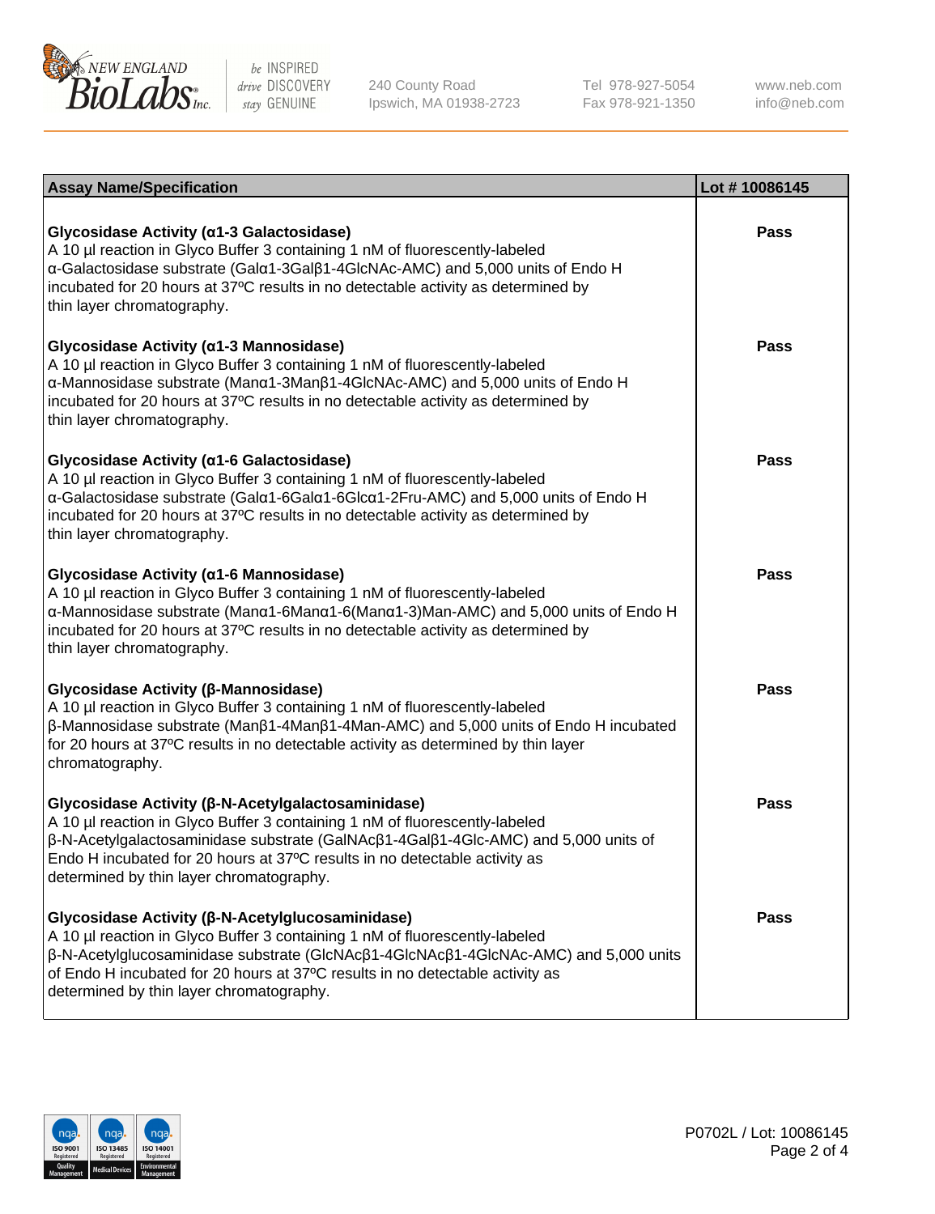| Assay Name/Specification | Lot # 10086145 |
| --- | --- |
| **Glycosidase Activity (α1-3 Galactosidase)**<br>A 10 µl reaction in Glyco Buffer 3 containing 1 nM of fluorescently-labeled α-Galactosidase substrate (Galα1-3Galβ1-4GlcNAc-AMC) and 5,000 units of Endo H incubated for 20 hours at 37ºC results in no detectable activity as determined by thin layer chromatography. | Pass |
| **Glycosidase Activity (α1-3 Mannosidase)**<br>A 10 µl reaction in Glyco Buffer 3 containing 1 nM of fluorescently-labeled α-Mannosidase substrate (Manα1-3Manβ1-4GlcNAc-AMC) and 5,000 units of Endo H incubated for 20 hours at 37ºC results in no detectable activity as determined by thin layer chromatography. | Pass |
| **Glycosidase Activity (α1-6 Galactosidase)**<br>A 10 µl reaction in Glyco Buffer 3 containing 1 nM of fluorescently-labeled α-Galactosidase substrate (Galα1-6Galα1-6Glcα1-2Fru-AMC) and 5,000 units of Endo H incubated for 20 hours at 37ºC results in no detectable activity as determined by thin layer chromatography. | Pass |
| **Glycosidase Activity (α1-6 Mannosidase)**<br>A 10 µl reaction in Glyco Buffer 3 containing 1 nM of fluorescently-labeled α-Mannosidase substrate (Manα1-6Manα1-6(Manα1-3)Man-AMC) and 5,000 units of Endo H incubated for 20 hours at 37ºC results in no detectable activity as determined by thin layer chromatography. | Pass |
| **Glycosidase Activity (β-Mannosidase)**<br>A 10 µl reaction in Glyco Buffer 3 containing 1 nM of fluorescently-labeled β-Mannosidase substrate (Manβ1-4Manβ1-4Man-AMC) and 5,000 units of Endo H incubated for 20 hours at 37ºC results in no detectable activity as determined by thin layer chromatography. | Pass |
| **Glycosidase Activity (β-N-Acetylgalactosaminidase)**<br>A 10 µl reaction in Glyco Buffer 3 containing 1 nM of fluorescently-labeled β-N-Acetylgalactosaminidase substrate (GalNAcβ1-4Galβ1-4Glc-AMC) and 5,000 units of Endo H incubated for 20 hours at 37ºC results in no detectable activity as determined by thin layer chromatography. | Pass |
| **Glycosidase Activity (β-N-Acetylglucosaminidase)**<br>A 10 µl reaction in Glyco Buffer 3 containing 1 nM of fluorescently-labeled β-N-Acetylglucosaminidase substrate (GlcNAcβ1-4GlcNAcβ1-4GlcNAc-AMC) and 5,000 units of Endo H incubated for 20 hours at 37ºC results in no detectable activity as determined by thin layer chromatography. | Pass |

P0702L / Lot: 10086145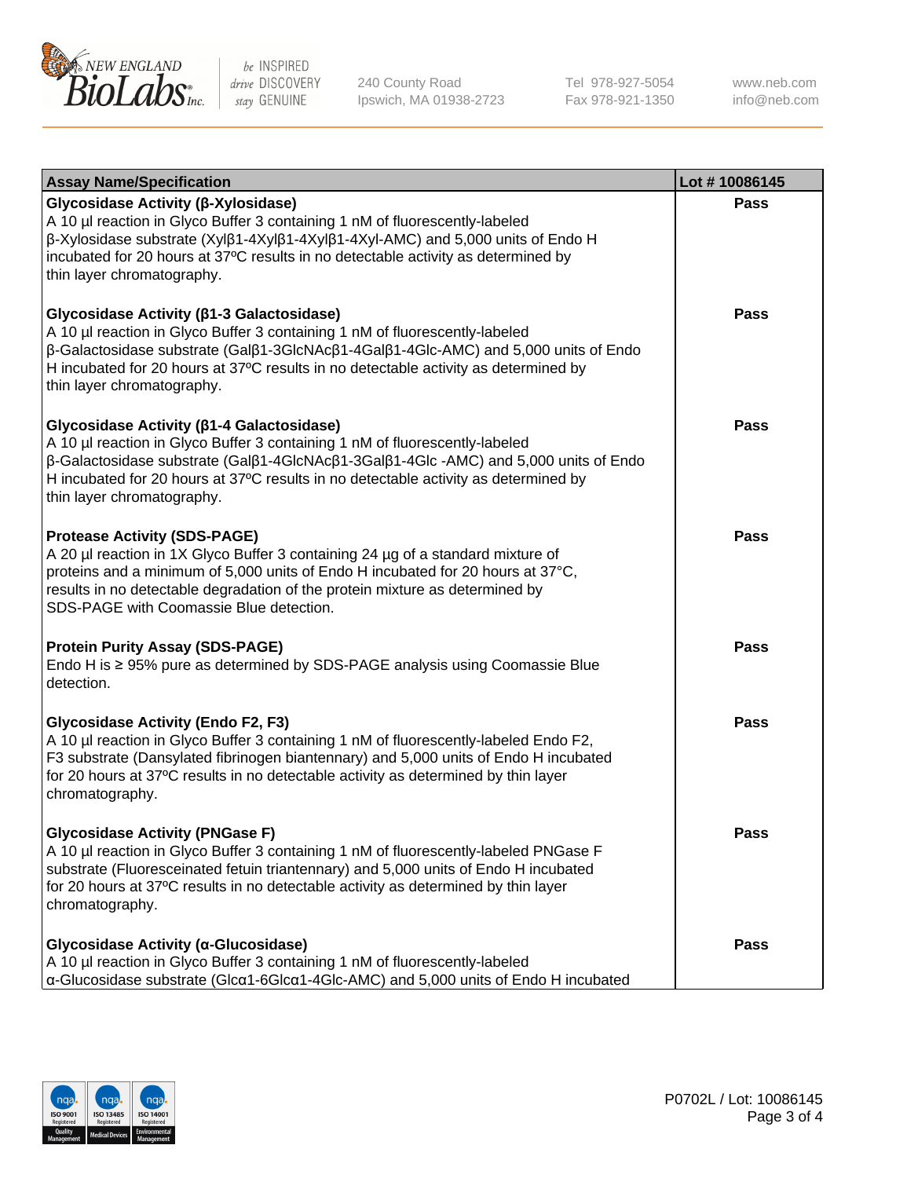| Assay Name/Specification | Lot # 10086145 |
| --- | --- |
| **Glycosidase Activity (β-Xylosidase)**<br>A 10 µl reaction in Glyco Buffer 3 containing 1 nM of fluorescently-labeled β-Xylosidase substrate (Xylβ1-4Xylβ1-4Xylβ1-4Xyl-AMC) and 5,000 units of Endo H incubated for 20 hours at 37ºC results in no detectable activity as determined by thin layer chromatography. | **Pass** |
| **Glycosidase Activity (β1-3 Galactosidase)**<br>A 10 µl reaction in Glyco Buffer 3 containing 1 nM of fluorescently-labeled β-Galactosidase substrate (Galβ1-3GlcNAcβ1-4Galβ1-4Glc-AMC) and 5,000 units of Endo H incubated for 20 hours at 37ºC results in no detectable activity as determined by thin layer chromatography. | **Pass** |
| **Glycosidase Activity (β1-4 Galactosidase)**<br>A 10 µl reaction in Glyco Buffer 3 containing 1 nM of fluorescently-labeled β-Galactosidase substrate (Galβ1-4GlcNAcβ1-3Galβ1-4Glc -AMC) and 5,000 units of Endo H incubated for 20 hours at 37ºC results in no detectable activity as determined by thin layer chromatography. | **Pass** |
| **Protease Activity (SDS-PAGE)**<br>A 20 µl reaction in 1X Glyco Buffer 3 containing 24 µg of a standard mixture of proteins and a minimum of 5,000 units of Endo H incubated for 20 hours at 37°C, results in no detectable degradation of the protein mixture as determined by SDS-PAGE with Coomassie Blue detection. | **Pass** |
| **Protein Purity Assay (SDS-PAGE)**<br>Endo H is ≥ 95% pure as determined by SDS-PAGE analysis using Coomassie Blue detection. | **Pass** |
| **Glycosidase Activity (Endo F2, F3)**<br>A 10 µl reaction in Glyco Buffer 3 containing 1 nM of fluorescently-labeled Endo F2, F3 substrate (Dansylated fibrinogen biantennary) and 5,000 units of Endo H incubated for 20 hours at 37ºC results in no detectable activity as determined by thin layer chromatography. | **Pass** |
| **Glycosidase Activity (PNGase F)**<br>A 10 µl reaction in Glyco Buffer 3 containing 1 nM of fluorescently-labeled PNGase F substrate (Fluoresceinated fetuin triantennary) and 5,000 units of Endo H incubated for 20 hours at 37ºC results in no detectable activity as determined by thin layer chromatography. | **Pass** |
| **Glycosidase Activity (α-Glucosidase)**<br>A 10 µl reaction in Glyco Buffer 3 containing 1 nM of fluorescently-labeled α-Glucosidase substrate (Glcα1-6Glcα1-4Glc-AMC) and 5,000 units of Endo H incubated | **Pass** |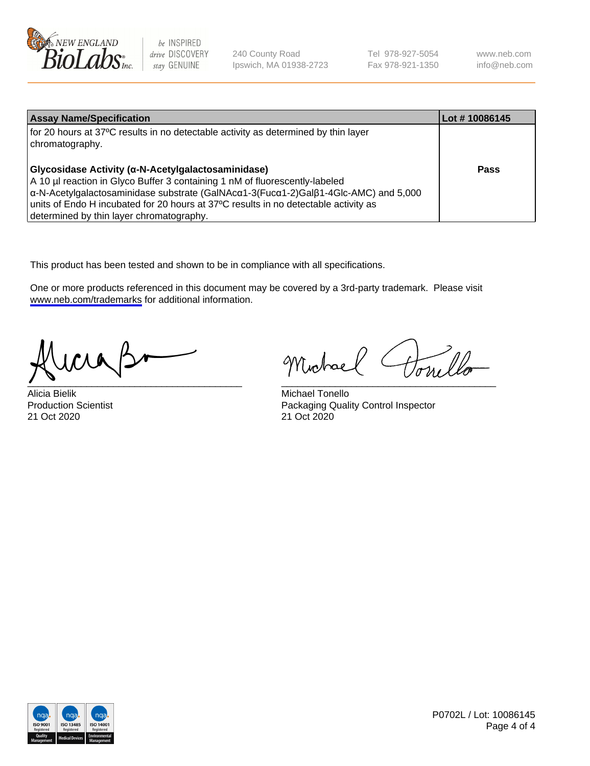| Assay Name/Specification | Lot # 10086145 |
| --- | --- |
| for 20 hours at 37ºC results in no detectable activity as determined by thin layer chromatography. | |
| **Glycosidase Activity (α-N-Acetylgalactosaminidase)**<br>A 10 µl reaction in Glyco Buffer 3 containing 1 nM of fluorescently-labeled α-N-Acetylgalactosaminidase substrate (GalNAcα1-3(Fucα1-2)Galβ1-4Glc-AMC) and 5,000 units of Endo H incubated for 20 hours at 37ºC results in no detectable activity as determined by thin layer chromatography. | **Pass** |

This product has been tested and shown to be in compliance with all specifications.

One or more products referenced in this document may be covered by a 3rd-party trademark. Please visit www.neb.com/trademarks for additional information.

Alicia Bielik
Production Scientist
21 Oct 2020

Michael Tonello
Packaging Quality Control Inspector
21 Oct 2020

P0702L / Lot: 10086145